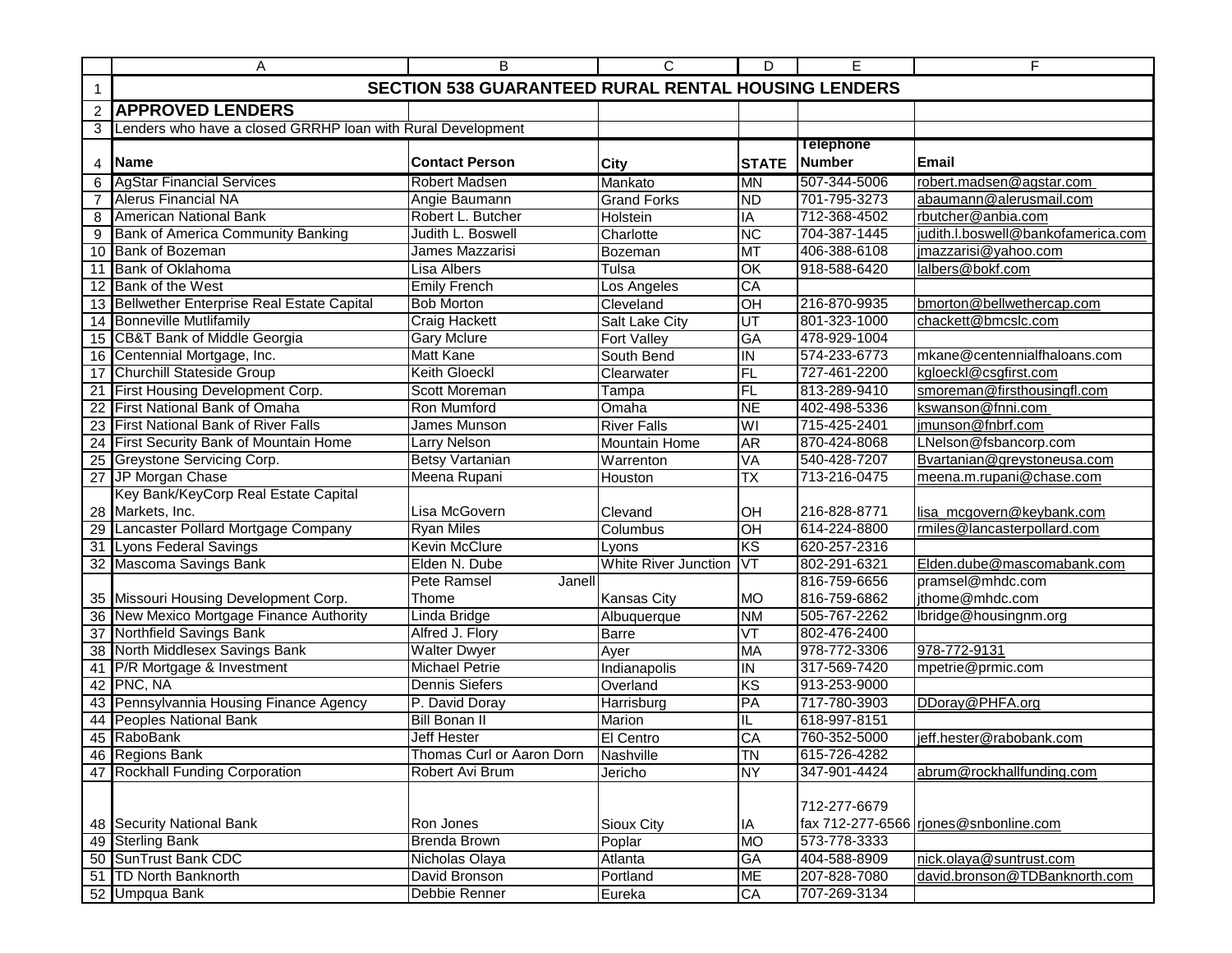# SECTION 538 GUARANTEED RURAL RENTAL HOUSING LENDERS

## APPROVED LENDERS

Lenders who have a closed GRRHP loan with Rural Development

| Name | Contact Person | City | STATE | Telephone Number | Email |
|---|---|---|---|---|---|
| AgStar Financial Services | Robert Madsen | Mankato | MN | 507-344-5006 | robert.madsen@agstar.com |
| Alerus Financial NA | Angie Baumann | Grand Forks | ND | 701-795-3273 | abaumann@alerusmail.com |
| American National Bank | Robert L. Butcher | Holstein | IA | 712-368-4502 | rbutcher@anbia.com |
| Bank of America Community Banking | Judith L. Boswell | Charlotte | NC | 704-387-1445 | judith.l.boswell@bankofamerica.com |
| Bank of Bozeman | James Mazzarisi | Bozeman | MT | 406-388-6108 | jmazzarisi@yahoo.com |
| Bank of Oklahoma | Lisa Albers | Tulsa | OK | 918-588-6420 | lalbers@bokf.com |
| Bank of the West | Emily French | Los Angeles | CA | | |
| Bellwether Enterprise Real Estate Capital | Bob Morton | Cleveland | OH | 216-870-9935 | bmorton@bellwethercap.com |
| Bonneville Mutlifamily | Craig Hackett | Salt Lake City | UT | 801-323-1000 | chackett@bmcslc.com |
| CB&T Bank of Middle Georgia | Gary Mclure | Fort Valley | GA | 478-929-1004 | |
| Centennial Mortgage, Inc. | Matt Kane | South Bend | IN | 574-233-6773 | mkane@centennialfhaloans.com |
| Churchill Stateside Group | Keith Gloeckl | Clearwater | FL | 727-461-2200 | kgloeckl@csgfirst.com |
| First Housing Development Corp. | Scott Moreman | Tampa | FL | 813-289-9410 | smoreman@firsthousingfl.com |
| First National Bank of Omaha | Ron Mumford | Omaha | NE | 402-498-5336 | kswanson@fnni.com |
| First National Bank of River Falls | James Munson | River Falls | WI | 715-425-2401 | jmunson@fnbrf.com |
| First Security Bank of Mountain Home | Larry Nelson | Mountain Home | AR | 870-424-8068 | LNelson@fsbancorp.com |
| Greystone Servicing Corp. | Betsy Vartanian | Warrenton | VA | 540-428-7207 | Bvartanian@greystoneusa.com |
| JP Morgan Chase | Meena Rupani | Houston | TX | 713-216-0475 | meena.m.rupani@chase.com |
| Key Bank/KeyCorp Real Estate Capital Markets, Inc. | Lisa McGovern | Clevand | OH | 216-828-8771 | lisa_mcgovern@keybank.com |
| Lancaster Pollard Mortgage Company | Ryan Miles | Columbus | OH | 614-224-8800 | rmiles@lancasterpollard.com |
| Lyons Federal Savings | Kevin McClure | Lyons | KS | 620-257-2316 | |
| Mascoma Savings Bank | Elden N. Dube | White River Junction | VT | 802-291-6321 | Elden.dube@mascomabank.com |
| Missouri Housing Development Corp. | Pete Ramsel Janell Thome | Kansas City | MO | 816-759-6656 816-759-6862 | pramsel@mhdc.com jthome@mhdc.com |
| New Mexico Mortgage Finance Authority | Linda Bridge | Albuquerque | NM | 505-767-2262 | lbridge@housingnm.org |
| Northfield Savings Bank | Alfred J. Flory | Barre | VT | 802-476-2400 | |
| North Middlesex Savings Bank | Walter Dwyer | Ayer | MA | 978-772-3306 | 978-772-9131 |
| P/R Mortgage & Investment | Michael Petrie | Indianapolis | IN | 317-569-7420 | mpetrie@prmic.com |
| PNC, NA | Dennis Siefers | Overland | KS | 913-253-9000 | |
| Pennsylvannia Housing Finance Agency | P. David Doray | Harrisburg | PA | 717-780-3903 | DDoray@PHFA.org |
| Peoples National Bank | Bill Bonan II | Marion | IL | 618-997-8151 | |
| RaboBank | Jeff Hester | El Centro | CA | 760-352-5000 | jeff.hester@rabobank.com |
| Regions Bank | Thomas Curl or Aaron Dorn | Nashville | TN | 615-726-4282 | |
| Rockhall Funding Corporation | Robert Avi Brum | Jericho | NY | 347-901-4424 | abrum@rockhallfunding.com |
| Security National Bank | Ron Jones | Sioux City | IA | 712-277-6679 fax 712-277-6566 | rjones@snbonline.com |
| Sterling Bank | Brenda Brown | Poplar | MO | 573-778-3333 | |
| SunTrust Bank CDC | Nicholas Olaya | Atlanta | GA | 404-588-8909 | nick.olaya@suntrust.com |
| TD North Banknorth | David Bronson | Portland | ME | 207-828-7080 | david.bronson@TDBanknorth.com |
| Umpqua Bank | Debbie Renner | Eureka | CA | 707-269-3134 | |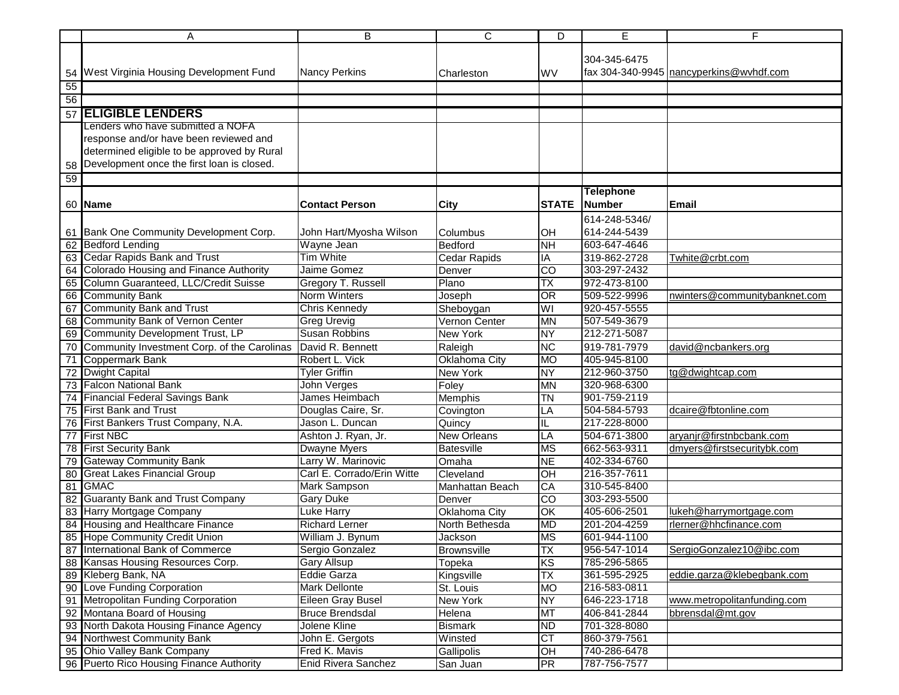| | | | | | |
|---|---|---|---|---|---|
| West Virginia Housing Development Fund | Nancy Perkins | Charleston | WV | 304-345-6475 fax 304-340-9945 | nancyperkins@wvhdf.com |

## ELIGIBLE LENDERS

Lenders who have submitted a NOFA response and/or have been reviewed and determined eligible to be approved by Rural Development once the first loan is closed.

| Name | Contact Person | City | STATE | Telephone Number | Email |
|---|---|---|---|---|---|
| Bank One Community Development Corp. | John Hart/Myosha Wilson | Columbus | OH | 614-248-5346/ 614-244-5439 | |
| Bedford Lending | Wayne Jean | Bedford | NH | 603-647-4646 | |
| Cedar Rapids Bank and Trust | Tim White | Cedar Rapids | IA | 319-862-2728 | Twhite@crbt.com |
| Colorado Housing and Finance Authority | Jaime Gomez | Denver | CO | 303-297-2432 | |
| Column Guaranteed, LLC/Credit Suisse | Gregory T. Russell | Plano | TX | 972-473-8100 | |
| Community Bank | Norm Winters | Joseph | OR | 509-522-9996 | nwinters@communitybanknet.com |
| Community Bank and Trust | Chris Kennedy | Sheboygan | WI | 920-457-5555 | |
| Community Bank of Vernon Center | Greg Urevig | Vernon Center | MN | 507-549-3679 | |
| Community Development Trust, LP | Susan Robbins | New York | NY | 212-271-5087 | |
| Community Investment Corp. of the Carolinas | David R. Bennett | Raleigh | NC | 919-781-7979 | david@ncbankers.org |
| Coppermark Bank | Robert L. Vick | Oklahoma City | MO | 405-945-8100 | |
| Dwight Capital | Tyler Griffin | New York | NY | 212-960-3750 | tg@dwightcap.com |
| Falcon National Bank | John Verges | Foley | MN | 320-968-6300 | |
| Financial Federal Savings Bank | James Heimbach | Memphis | TN | 901-759-2119 | |
| First Bank and Trust | Douglas Caire, Sr. | Covington | LA | 504-584-5793 | dcaire@fbtonline.com |
| First Bankers Trust Company, N.A. | Jason L. Duncan | Quincy | IL | 217-228-8000 | |
| First NBC | Ashton J. Ryan, Jr. | New Orleans | LA | 504-671-3800 | aryanjr@firstnbcbank.com |
| First Security Bank | Dwayne Myers | Batesville | MS | 662-563-9311 | dmyers@firstsecuritybk.com |
| Gateway Community Bank | Larry W. Marinovic | Omaha | NE | 402-334-6760 | |
| Great Lakes Financial Group | Carl E. Corrado/Erin Witte | Cleveland | OH | 216-357-7611 | |
| GMAC | Mark Sampson | Manhattan Beach | CA | 310-545-8400 | |
| Guaranty Bank and Trust Company | Gary Duke | Denver | CO | 303-293-5500 | |
| Harry Mortgage Company | Luke Harry | Oklahoma City | OK | 405-606-2501 | lukeh@harrymortgage.com |
| Housing and Healthcare Finance | Richard Lerner | North Bethesda | MD | 201-204-4259 | rlerner@hhcfinance.com |
| Hope Community Credit Union | William J. Bynum | Jackson | MS | 601-944-1100 | |
| International Bank of Commerce | Sergio Gonzalez | Brownsville | TX | 956-547-1014 | SergioGonzalez10@ibc.com |
| Kansas Housing Resources Corp. | Gary Allsup | Topeka | KS | 785-296-5865 | |
| Kleberg Bank, NA | Eddie Garza | Kingsville | TX | 361-595-2925 | eddie.garza@klebegbank.com |
| Love Funding Corporation | Mark Dellonte | St. Louis | MO | 216-583-0811 | |
| Metropolitan Funding Corporation | Eileen Gray Busel | New York | NY | 646-223-1718 | www.metropolitanfunding.com |
| Montana Board of Housing | Bruce Brendsdal | Helena | MT | 406-841-2844 | bbrensdal@mt.gov |
| North Dakota Housing Finance Agency | Jolene Kline | Bismark | ND | 701-328-8080 | |
| Northwest Community Bank | John E. Gergots | Winsted | CT | 860-379-7561 | |
| Ohio Valley Bank Company | Fred K. Mavis | Gallipolis | OH | 740-286-6478 | |
| Puerto Rico Housing Finance Authority | Enid Rivera Sanchez | San Juan | PR | 787-756-7577 | |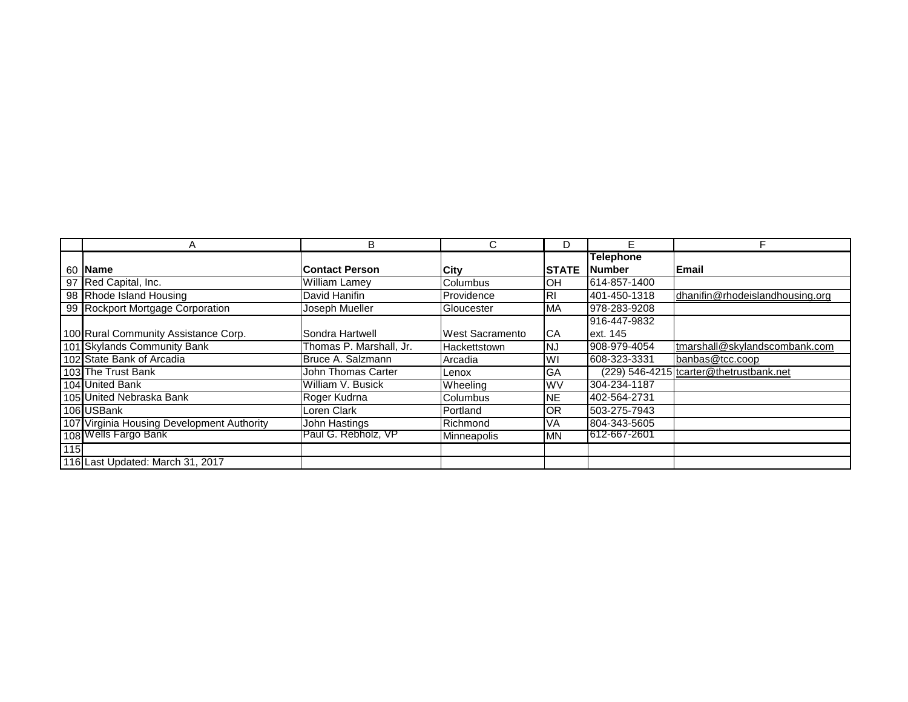| | A | B | C | D | E | F |
|---|---|---|---|---|---|---|
| 60 | **Name** | **Contact Person** | **City** | **STATE** | **Telephone Number** | **Email** |
| 97 | Red Capital, Inc. | William Lamey | Columbus | OH | 614-857-1400 | |
| 98 | Rhode Island Housing | David Hanifin | Providence | RI | 401-450-1318 | dhanifin@rhodeislandhousing.org |
| 99 | Rockport Mortgage Corporation | Joseph Mueller | Gloucester | MA | 978-283-9208 | |
| 100 | Rural Community Assistance Corp. | Sondra Hartwell | West Sacramento | CA | 916-447-9832 ext. 145 | |
| 101 | Skylands Community Bank | Thomas P. Marshall, Jr. | Hackettstown | NJ | 908-979-4054 | tmarshall@skylandscombank.com |
| 102 | State Bank of Arcadia | Bruce A. Salzmann | Arcadia | WI | 608-323-3331 | banbas@tcc.coop |
| 103 | The Trust Bank | John Thomas Carter | Lenox | GA | (229) 546-4215 | tcarter@thetrustbank.net |
| 104 | United Bank | William V. Busick | Wheeling | WV | 304-234-1187 | |
| 105 | United Nebraska Bank | Roger Kudrna | Columbus | NE | 402-564-2731 | |
| 106 | USBank | Loren Clark | Portland | OR | 503-275-7943 | |
| 107 | Virginia Housing Development Authority | John Hastings | Richmond | VA | 804-343-5605 | |
| 108 | Wells Fargo Bank | Paul G. Rebholz, VP | Minneapolis | MN | 612-667-2601 | |
| 115 | | | | | | |
| 116 | Last Updated: March 31, 2017 | | | | | |